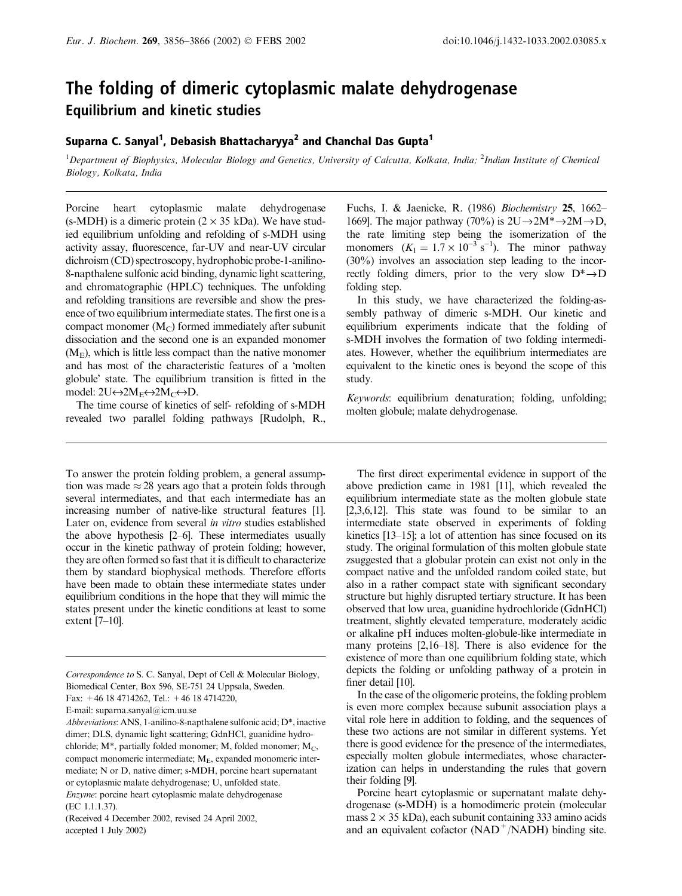# The folding of dimeric cytoplasmic malate dehydrogenase

## Equilibrium and kinetic studies

**Suparna C. Sanyal[1], Debasish Bhattacharyya[2] and Chanchal Das Gupta[1]**

[1]Department of Biophysics, Molecular Biology and Genetics, University of Calcutta, Kolkata, India; [2]Indian Institute of Chemical Biology, Kolkata, India

Porcine heart cytoplasmic malate dehydrogenase (s-MDH) is a dimeric protein ($2 \times 35$ kDa). We have studied equilibrium unfolding and refolding of s-MDH using activity assay, fluorescence, far-UV and near-UV circular dichroism (CD) spectroscopy, hydrophobic probe-1-anilino-8-napthalene sulfonic acid binding, dynamic light scattering, and chromatographic (HPLC) techniques. The unfolding and refolding transitions are reversible and show the presence of two equilibrium intermediate states. The first one is a compact monomer ($M_C$) formed immediately after subunit dissociation and the second one is an expanded monomer ($M_E$), which is little less compact than the native monomer and has most of the characteristic features of a 'molten globule' state. The equilibrium transition is fitted in the model: $2U \leftrightarrow 2M_E \leftrightarrow 2M_C \leftrightarrow D$.

The time course of kinetics of self- refolding of s-MDH revealed two parallel folding pathways [Rudolph, R., Fuchs, I. & Jaenicke, R. (1986) *Biochemistry* **25**, 1662–1669]. The major pathway (70%) is $2U \rightarrow 2M^* \rightarrow 2M \rightarrow D$, the rate limiting step being the isomerization of the monomers ($K_1 = 1.7 \times 10^{-3}\ s^{-1}$). The minor pathway (30%) involves an association step leading to the incorrectly folding dimers, prior to the very slow $D^* \rightarrow D$ folding step.

In this study, we have characterized the folding-assembly pathway of dimeric s-MDH. Our kinetic and equilibrium experiments indicate that the folding of s-MDH involves the formation of two folding intermediates. However, whether the equilibrium intermediates are equivalent to the kinetic ones is beyond the scope of this study.

*Keywords*: equilibrium denaturation; folding, unfolding; molten globule; malate dehydrogenase.

To answer the protein folding problem, a general assumption was made ≈ 28 years ago that a protein folds through several intermediates, and that each intermediate has an increasing number of native-like structural features [1]. Later on, evidence from several *in vitro* studies established the above hypothesis [2–6]. These intermediates usually occur in the kinetic pathway of protein folding; however, they are often formed so fast that it is difficult to characterize them by standard biophysical methods. Therefore efforts have been made to obtain these intermediate states under equilibrium conditions in the hope that they will mimic the states present under the kinetic conditions at least to some extent [7–10].

The first direct experimental evidence in support of the above prediction came in 1981 [11], which revealed the equilibrium intermediate state as the molten globule state [2,3,6,12]. This state was found to be similar to an intermediate state observed in experiments of folding kinetics [13–15]; a lot of attention has since focused on its study. The original formulation of this molten globule state zsuggested that a globular protein can exist not only in the compact native and the unfolded random coiled state, but also in a rather compact state with significant secondary structure but highly disrupted tertiary structure. It has been observed that low urea, guanidine hydrochloride (GdnHCl) treatment, slightly elevated temperature, moderately acidic or alkaline pH induces molten-globule-like intermediate in many proteins [2,16–18]. There is also evidence for the existence of more than one equilibrium folding state, which depicts the folding or unfolding pathway of a protein in finer detail [10].

In the case of the oligomeric proteins, the folding problem is even more complex because subunit association plays a vital role here in addition to folding, and the sequences of these two actions are not similar in different systems. Yet there is good evidence for the presence of the intermediates, especially molten globule intermediates, whose characterization can helps in understanding the rules that govern their folding [9].

Porcine heart cytoplasmic or supernatant malate dehydrogenase (s-MDH) is a homodimeric protein (molecular mass $2 \times 35$ kDa), each subunit containing 333 amino acids and an equivalent cofactor ($NAD^+$/NADH) binding site.

---

*Correspondence to* S. C. Sanyal, Dept of Cell & Molecular Biology, Biomedical Center, Box 596, SE-751 24 Uppsala, Sweden.
Fax: + 46 18 4714262, Tel.: + 46 18 4714220,
E-mail: suparna.sanyal@icm.uu.se

*Abbreviations*: ANS, 1-anilino-8-napthalene sulfonic acid; D*, inactive dimer; DLS, dynamic light scattering; GdnHCl, guanidine hydrochloride; M*, partially folded monomer; M, folded monomer; $M_C$, compact monomeric intermediate; $M_E$, expanded monomeric intermediate; N or D, native dimer; s-MDH, porcine heart supernatant or cytoplasmic malate dehydrogenase; U, unfolded state.

*Enzyme*: porcine heart cytoplasmic malate dehydrogenase (EC 1.1.1.37).

(Received 4 December 2002, revised 24 April 2002, accepted 1 July 2002)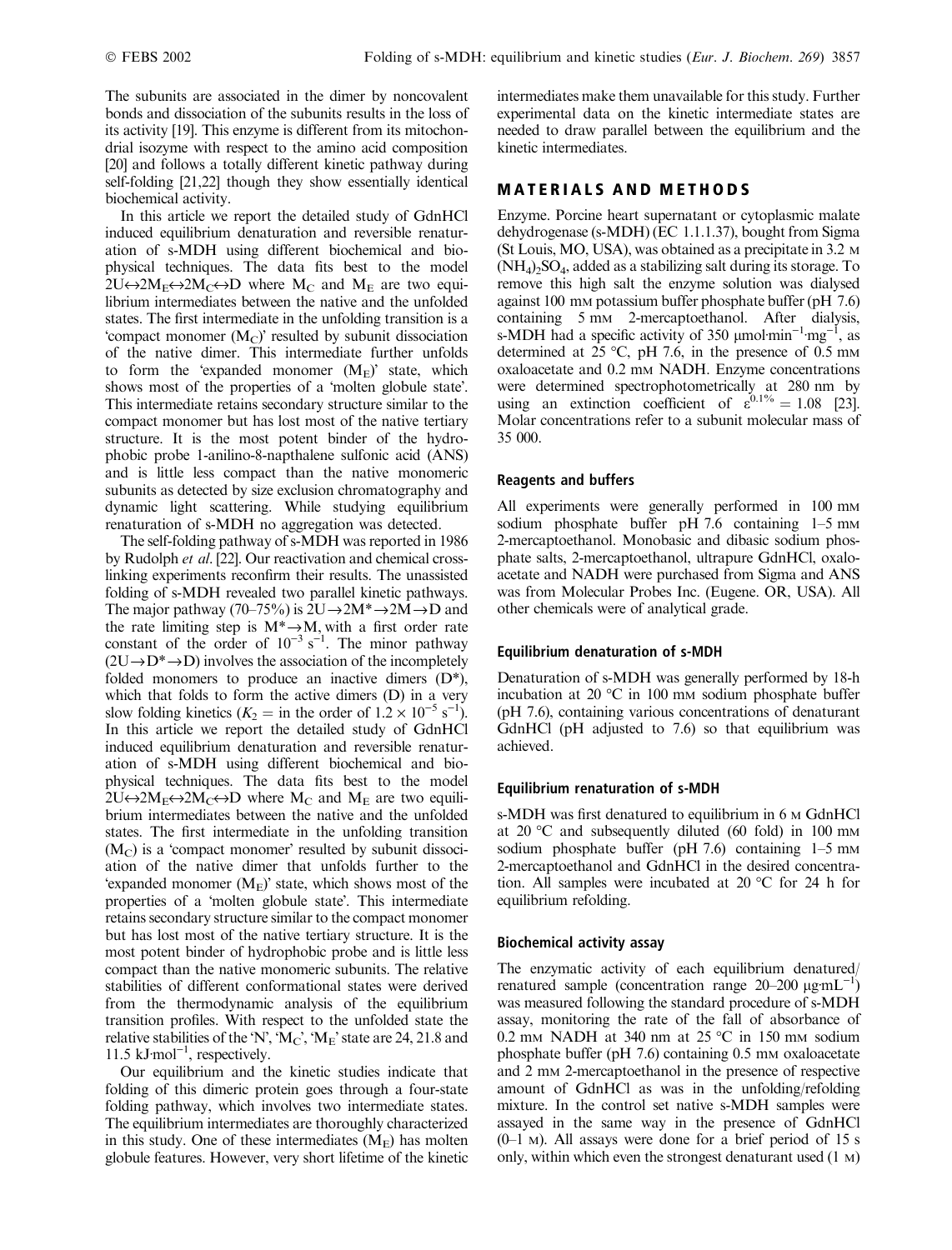The subunits are associated in the dimer by noncovalent bonds and dissociation of the subunits results in the loss of its activity [19]. This enzyme is different from its mitochondrial isozyme with respect to the amino acid composition [20] and follows a totally different kinetic pathway during self-folding [21,22] though they show essentially identical biochemical activity.

In this article we report the detailed study of GdnHCl induced equilibrium denaturation and reversible renaturation of s-MDH using different biochemical and biophysical techniques. The data fits best to the model $2U \leftrightarrow 2M_E \leftrightarrow 2M_C \leftrightarrow D$ where $M_C$ and $M_E$ are two equilibrium intermediates between the native and the unfolded states. The first intermediate in the unfolding transition is a 'compact monomer ($M_C$)' resulted by subunit dissociation of the native dimer. This intermediate further unfolds to form the 'expanded monomer ($M_E$)' state, which shows most of the properties of a 'molten globule state'. This intermediate retains secondary structure similar to the compact monomer but has lost most of the native tertiary structure. It is the most potent binder of the hydrophobic probe 1-anilino-8-napthalene sulfonic acid (ANS) and is little less compact than the native monomeric subunits as detected by size exclusion chromatography and dynamic light scattering. While studying equilibrium renaturation of s-MDH no aggregation was detected.

The self-folding pathway of s-MDH was reported in 1986 by Rudolph *et al.* [22]. Our reactivation and chemical cross-linking experiments reconfirm their results. The unassisted folding of s-MDH revealed two parallel kinetic pathways. The major pathway (70–75%) is $2U \rightarrow 2M^* \rightarrow 2M \rightarrow D$ and the rate limiting step is $M^* \rightarrow M$, with a first order rate constant of the order of $10^{-3}\ s^{-1}$. The minor pathway ($2U \rightarrow D^* \rightarrow D$) involves the association of the incompletely folded monomers to produce an inactive dimers ($D^*$), which that folds to form the active dimers (D) in a very slow folding kinetics ($K_2$ = in the order of $1.2 \times 10^{-5}\ s^{-1}$). In this article we report the detailed study of GdnHCl induced equilibrium denaturation and reversible renaturation of s-MDH using different biochemical and biophysical techniques. The data fits best to the model $2U \leftrightarrow 2M_E \leftrightarrow 2M_C \leftrightarrow D$ where $M_C$ and $M_E$ are two equilibrium intermediates between the native and the unfolded states. The first intermediate in the unfolding transition ($M_C$) is a 'compact monomer' resulted by subunit dissociation of the native dimer that unfolds further to the 'expanded monomer ($M_E$)' state, which shows most of the properties of a 'molten globule state'. This intermediate retains secondary structure similar to the compact monomer but has lost most of the native tertiary structure. It is the most potent binder of hydrophobic probe and is little less compact than the native monomeric subunits. The relative stabilities of different conformational states were derived from the thermodynamic analysis of the equilibrium transition profiles. With respect to the unfolded state the relative stabilities of the 'N', '$M_C$', '$M_E$' state are 24, 21.8 and 11.5 $kJ \cdot mol^{-1}$, respectively.

Our equilibrium and the kinetic studies indicate that folding of this dimeric protein goes through a four-state folding pathway, which involves two intermediate states. The equilibrium intermediates are thoroughly characterized in this study. One of these intermediates ($M_E$) has molten globule features. However, very short lifetime of the kinetic intermediates make them unavailable for this study. Further experimental data on the kinetic intermediate states are needed to draw parallel between the equilibrium and the kinetic intermediates.

## MATERIALS AND METHODS

Enzyme. Porcine heart supernatant or cytoplasmic malate dehydrogenase (s-MDH) (EC 1.1.1.37), bought from Sigma (St Louis, MO, USA), was obtained as a precipitate in 3.2 M $(NH_4)_2SO_4$, added as a stabilizing salt during its storage. To remove this high salt the enzyme solution was dialysed against 100 mM potassium buffer phosphate buffer (pH 7.6) containing 5 mM 2-mercaptoethanol. After dialysis, s-MDH had a specific activity of 350 $\mu mol \cdot min^{-1} \cdot mg^{-1}$, as determined at 25 °C, pH 7.6, in the presence of 0.5 mM oxaloacetate and 0.2 mM NADH. Enzyme concentrations were determined spectrophotometrically at 280 nm by using an extinction coefficient of $\varepsilon^{0.1\%} = 1.08$ [23]. Molar concentrations refer to a subunit molecular mass of 35 000.

### Reagents and buffers

All experiments were generally performed in 100 mM sodium phosphate buffer pH 7.6 containing 1–5 mM 2-mercaptoethanol. Monobasic and dibasic sodium phosphate salts, 2-mercaptoethanol, ultrapure GdnHCl, oxaloacetate and NADH were purchased from Sigma and ANS was from Molecular Probes Inc. (Eugene. OR, USA). All other chemicals were of analytical grade.

### Equilibrium denaturation of s-MDH

Denaturation of s-MDH was generally performed by 18-h incubation at 20 °C in 100 mM sodium phosphate buffer (pH 7.6), containing various concentrations of denaturant GdnHCl (pH adjusted to 7.6) so that equilibrium was achieved.

### Equilibrium renaturation of s-MDH

s-MDH was first denatured to equilibrium in 6 M GdnHCl at 20 °C and subsequently diluted (60 fold) in 100 mM sodium phosphate buffer (pH 7.6) containing 1–5 mM 2-mercaptoethanol and GdnHCl in the desired concentration. All samples were incubated at 20 °C for 24 h for equilibrium refolding.

### Biochemical activity assay

The enzymatic activity of each equilibrium denatured/renatured sample (concentration range 20–200 $\mu g \cdot mL^{-1}$) was measured following the standard procedure of s-MDH assay, monitoring the rate of the fall of absorbance of 0.2 mM NADH at 340 nm at 25 °C in 150 mM sodium phosphate buffer (pH 7.6) containing 0.5 mM oxaloacetate and 2 mM 2-mercaptoethanol in the presence of respective amount of GdnHCl as was in the unfolding/refolding mixture. In the control set native s-MDH samples were assayed in the same way in the presence of GdnHCl (0–1 M). All assays were done for a brief period of 15 s only, within which even the strongest denaturant used (1 M)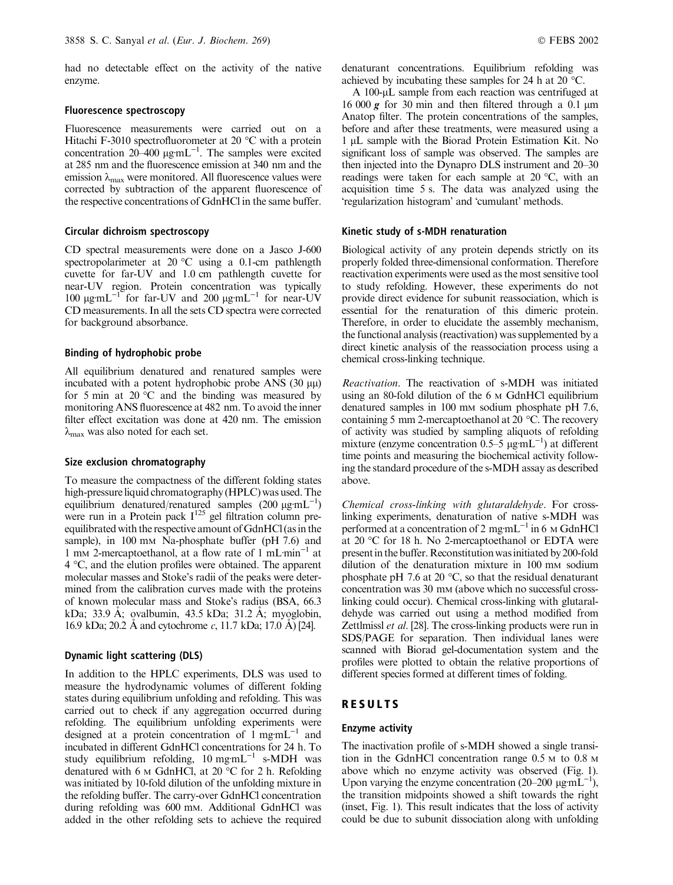had no detectable effect on the activity of the native enzyme.

## Fluorescence spectroscopy

Fluorescence measurements were carried out on a Hitachi F-3010 spectrofluorometer at 20 °C with a protein concentration 20–400 μg·mL$^{-1}$. The samples were excited at 285 nm and the fluorescence emission at 340 nm and the emission $\lambda_{max}$ were monitored. All fluorescence values were corrected by subtraction of the apparent fluorescence of the respective concentrations of GdnHCl in the same buffer.

## Circular dichroism spectroscopy

CD spectral measurements were done on a Jasco J-600 spectropolarimeter at 20 °C using a 0.1-cm pathlength cuvette for far-UV and 1.0 cm pathlength cuvette for near-UV region. Protein concentration was typically 100 μg·mL$^{-1}$ for far-UV and 200 μg·mL$^{-1}$ for near-UV CD measurements. In all the sets CD spectra were corrected for background absorbance.

## Binding of hydrophobic probe

All equilibrium denatured and renatured samples were incubated with a potent hydrophobic probe ANS (30 μμ) for 5 min at 20 °C and the binding was measured by monitoring ANS fluorescence at 482 nm. To avoid the inner filter effect excitation was done at 420 nm. The emission $\lambda_{max}$ was also noted for each set.

## Size exclusion chromatography

To measure the compactness of the different folding states high-pressure liquid chromatography (HPLC) was used. The equilibrium denatured/renatured samples (200 μg·mL$^{-1}$) were run in a Protein pack I$^{125}$ gel filtration column pre-equilibrated with the respective amount of GdnHCl (as in the sample), in 100 mM Na-phosphate buffer (pH 7.6) and 1 mM 2-mercaptoethanol, at a flow rate of 1 mL·min$^{-1}$ at 4 °C, and the elution profiles were obtained. The apparent molecular masses and Stoke's radii of the peaks were determined from the calibration curves made with the proteins of known molecular mass and Stoke's radius (BSA, 66.3 kDa; 33.9 Å; ovalbumin, 43.5 kDa; 31.2 Å; myoglobin, 16.9 kDa; 20.2 Å and cytochrome *c*, 11.7 kDa; 17.0 Å) [24].

## Dynamic light scattering (DLS)

In addition to the HPLC experiments, DLS was used to measure the hydrodynamic volumes of different folding states during equilibrium unfolding and refolding. This was carried out to check if any aggregation occurred during refolding. The equilibrium unfolding experiments were designed at a protein concentration of 1 mg·mL$^{-1}$ and incubated in different GdnHCl concentrations for 24 h. To study equilibrium refolding, 10 mg·mL$^{-1}$ s-MDH was denatured with 6 M GdnHCl, at 20 °C for 2 h. Refolding was initiated by 10-fold dilution of the unfolding mixture in the refolding buffer. The carry-over GdnHCl concentration during refolding was 600 mM. Additional GdnHCl was added in the other refolding sets to achieve the required denaturant concentrations. Equilibrium refolding was achieved by incubating these samples for 24 h at 20 °C.

A 100-μL sample from each reaction was centrifuged at 16 000 ***g*** for 30 min and then filtered through a 0.1 μm Anatop filter. The protein concentrations of the samples, before and after these treatments, were measured using a 1 μL sample with the Biorad Protein Estimation Kit. No significant loss of sample was observed. The samples are then injected into the Dynapro DLS instrument and 20–30 readings were taken for each sample at 20 °C, with an acquisition time 5 s. The data was analyzed using the 'regularization histogram' and 'cumulant' methods.

## Kinetic study of s-MDH renaturation

Biological activity of any protein depends strictly on its properly folded three-dimensional conformation. Therefore reactivation experiments were used as the most sensitive tool to study refolding. However, these experiments do not provide direct evidence for subunit reassociation, which is essential for the renaturation of this dimeric protein. Therefore, in order to elucidate the assembly mechanism, the functional analysis (reactivation) was supplemented by a direct kinetic analysis of the reassociation process using a chemical cross-linking technique.

*Reactivation*. The reactivation of s-MDH was initiated using an 80-fold dilution of the 6 M GdnHCl equilibrium denatured samples in 100 mM sodium phosphate pH 7.6, containing 5 mM 2-mercaptoethanol at 20 °C. The recovery of activity was studied by sampling aliquots of refolding mixture (enzyme concentration 0.5–5 μg·mL$^{-1}$) at different time points and measuring the biochemical activity following the standard procedure of the s-MDH assay as described above.

*Chemical cross-linking with glutaraldehyde*. For cross-linking experiments, denaturation of native s-MDH was performed at a concentration of 2 mg·mL$^{-1}$ in 6 M GdnHCl at 20 °C for 18 h. No 2-mercaptoethanol or EDTA were present in the buffer. Reconstitution was initiated by 200-fold dilution of the denaturation mixture in 100 mM sodium phosphate pH 7.6 at 20 °C, so that the residual denaturant concentration was 30 mM (above which no successful cross-linking could occur). Chemical cross-linking with glutaraldehyde was carried out using a method modified from Zettlmissl *et al*. [28]. The cross-linking products were run in SDS/PAGE for separation. Then individual lanes were scanned with Biorad gel-documentation system and the profiles were plotted to obtain the relative proportions of different species formed at different times of folding.

# RESULTS

## Enzyme activity

The inactivation profile of s-MDH showed a single transition in the GdnHCl concentration range 0.5 M to 0.8 M above which no enzyme activity was observed (Fig. 1). Upon varying the enzyme concentration (20–200 μg·mL$^{-1}$), the transition midpoints showed a shift towards the right (inset, Fig. 1). This result indicates that the loss of activity could be due to subunit dissociation along with unfolding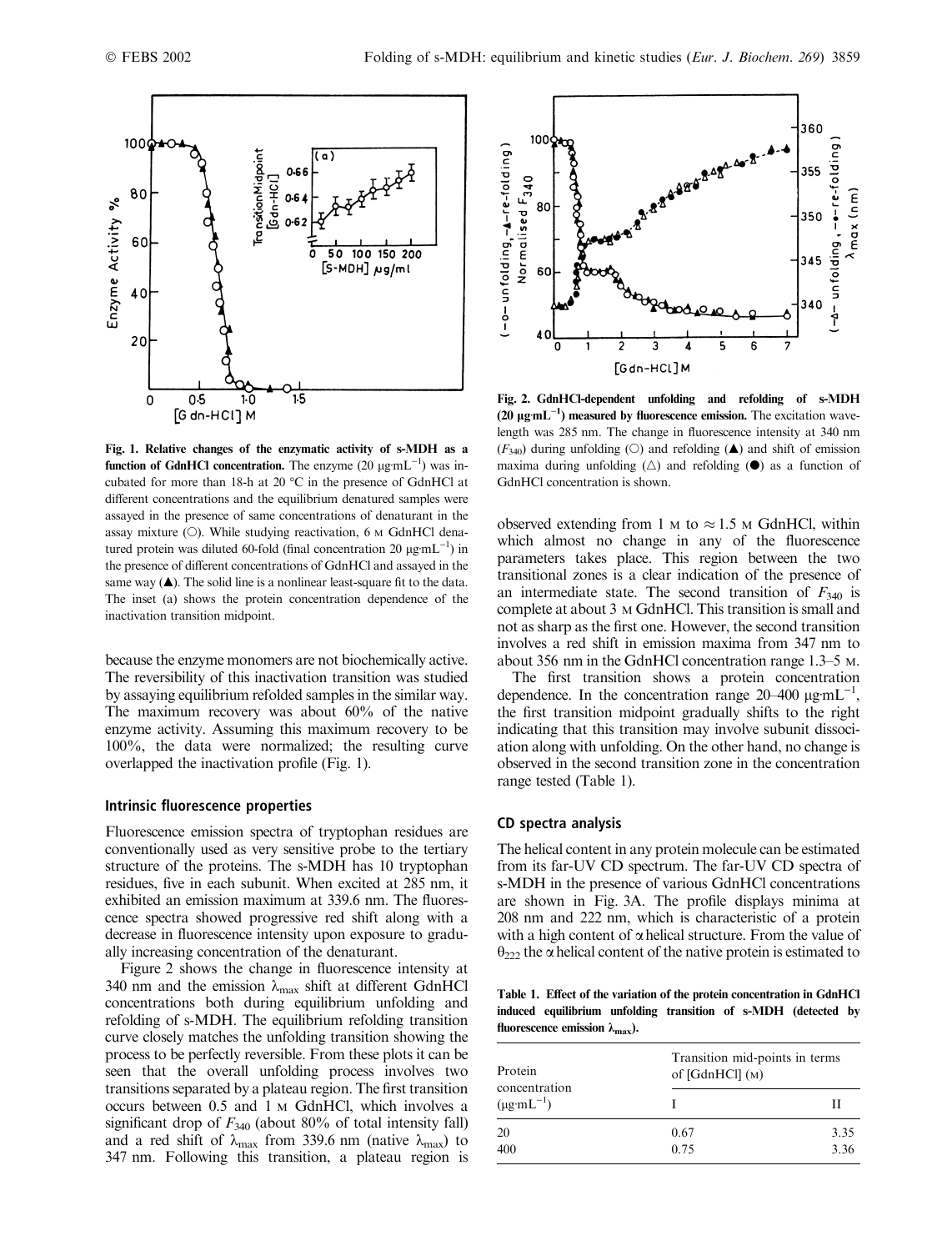Fig. 1. Relative changes of the enzymatic activity of s-MDH as a function of GdnHCl concentration. The enzyme (20 μg·mL$^{-1}$) was incubated for more than 18-h at 20 °C in the presence of GdnHCl at different concentrations and the equilibrium denatured samples were assayed in the presence of same concentrations of denaturant in the assay mixture (○). While studying reactivation, 6 M GdnHCl denatured protein was diluted 60-fold (final concentration 20 μg·mL$^{-1}$) in the presence of different concentrations of GdnHCl and assayed in the same way (▲). The solid line is a nonlinear least-square fit to the data. The inset (a) shows the protein concentration dependence of the inactivation transition midpoint.

because the enzyme monomers are not biochemically active. The reversibility of this inactivation transition was studied by assaying equilibrium refolded samples in the similar way. The maximum recovery was about 60% of the native enzyme activity. Assuming this maximum recovery to be 100%, the data were normalized; the resulting curve overlapped the inactivation profile (Fig. 1).

### Intrinsic fluorescence properties

Fluorescence emission spectra of tryptophan residues are conventionally used as very sensitive probe to the tertiary structure of the proteins. The s-MDH has 10 tryptophan residues, five in each subunit. When excited at 285 nm, it exhibited an emission maximum at 339.6 nm. The fluorescence spectra showed progressive red shift along with a decrease in fluorescence intensity upon exposure to gradually increasing concentration of the denaturant.

Figure 2 shows the change in fluorescence intensity at 340 nm and the emission $\lambda_{max}$ shift at different GdnHCl concentrations both during equilibrium unfolding and refolding of s-MDH. The equilibrium refolding transition curve closely matches the unfolding transition showing the process to be perfectly reversible. From these plots it can be seen that the overall unfolding process involves two transitions separated by a plateau region. The first transition occurs between 0.5 and 1 M GdnHCl, which involves a significant drop of $F_{340}$ (about 80% of total intensity fall) and a red shift of $\lambda_{max}$ from 339.6 nm (native $\lambda_{max}$) to 347 nm. Following this transition, a plateau region is

Fig. 2. GdnHCl-dependent unfolding and refolding of s-MDH (20 μg·mL$^{-1}$) measured by fluorescence emission. The excitation wavelength was 285 nm. The change in fluorescence intensity at 340 nm ($F_{340}$) during unfolding (○) and refolding (▲) and shift of emission maxima during unfolding (△) and refolding (●) as a function of GdnHCl concentration is shown.

observed extending from 1 M to ≈ 1.5 M GdnHCl, within which almost no change in any of the fluorescence parameters takes place. This region between the two transitional zones is a clear indication of the presence of an intermediate state. The second transition of $F_{340}$ is complete at about 3 M GdnHCl. This transition is small and not as sharp as the first one. However, the second transition involves a red shift in emission maxima from 347 nm to about 356 nm in the GdnHCl concentration range 1.3–5 M.

The first transition shows a protein concentration dependence. In the concentration range 20–400 μg·mL$^{-1}$, the first transition midpoint gradually shifts to the right indicating that this transition may involve subunit dissociation along with unfolding. On the other hand, no change is observed in the second transition zone in the concentration range tested (Table 1).

### CD spectra analysis

The helical content in any protein molecule can be estimated from its far-UV CD spectrum. The far-UV CD spectra of s-MDH in the presence of various GdnHCl concentrations are shown in Fig. 3A. The profile displays minima at 208 nm and 222 nm, which is characteristic of a protein with a high content of α helical structure. From the value of $\theta_{222}$ the α helical content of the native protein is estimated to

Table 1. Effect of the variation of the protein concentration in GdnHCl induced equilibrium unfolding transition of s-MDH (detected by fluorescence emission $\lambda_{max}$).

| Protein concentration (μg·mL$^{-1}$) | Transition mid-points in terms of [GdnHCl] (M) | |
|---|---|---|
| | I | II |
| 20 | 0.67 | 3.35 |
| 400 | 0.75 | 3.36 |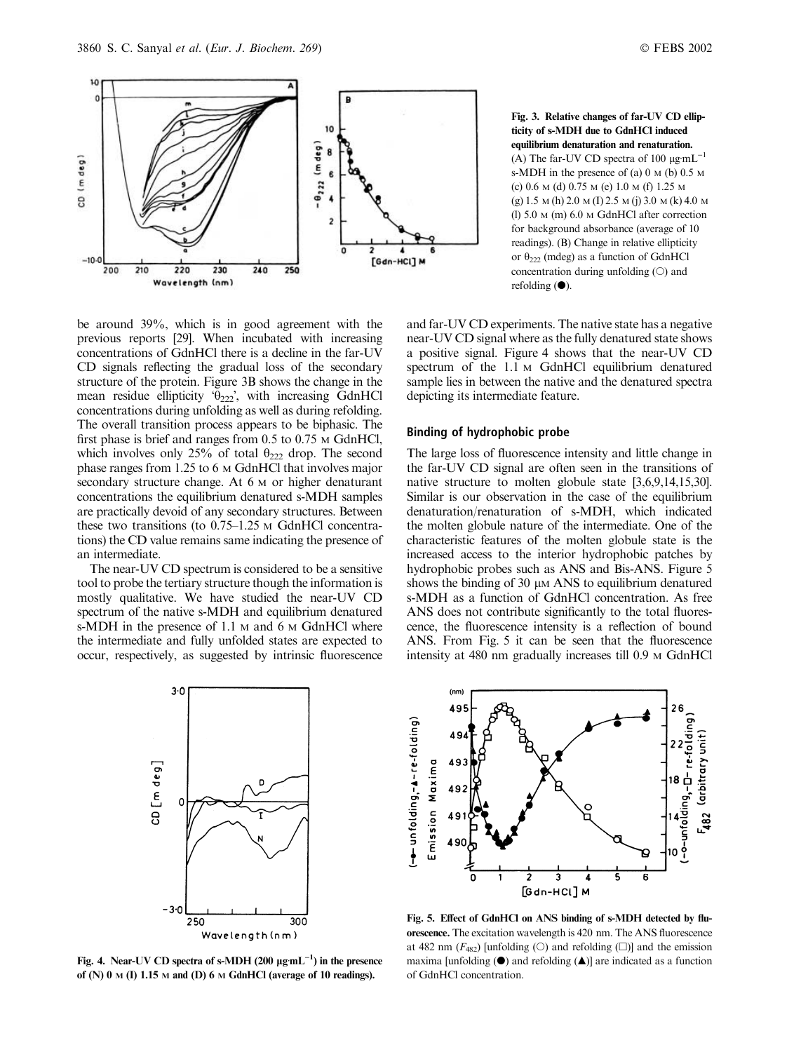**Fig. 3. Relative changes of far-UV CD ellipticity of s-MDH due to GdnHCl induced equilibrium denaturation and renaturation.** (A) The far-UV CD spectra of 100 μg·mL$^{-1}$ s-MDH in the presence of (a) 0 M (b) 0.5 M (c) 0.6 M (d) 0.75 M (e) 1.0 M (f) 1.25 M (g) 1.5 M (h) 2.0 M (I) 2.5 M (j) 3.0 M (k) 4.0 M (l) 5.0 M (m) 6.0 M GdnHCl after correction for background absorbance (average of 10 readings). (B) Change in relative ellipticity or $\theta_{222}$ (mdeg) as a function of GdnHCl concentration during unfolding (○) and refolding (●).

be around 39%, which is in good agreement with the previous reports [29]. When incubated with increasing concentrations of GdnHCl there is a decline in the far-UV CD signals reflecting the gradual loss of the secondary structure of the protein. Figure 3B shows the change in the mean residue ellipticity '$\theta_{222}$', with increasing GdnHCl concentrations during unfolding as well as during refolding. The overall transition process appears to be biphasic. The first phase is brief and ranges from 0.5 to 0.75 M GdnHCl, which involves only 25% of total $\theta_{222}$ drop. The second phase ranges from 1.25 to 6 M GdnHCl that involves major secondary structure change. At 6 M or higher denaturant concentrations the equilibrium denatured s-MDH samples are practically devoid of any secondary structures. Between these two transitions (to 0.75–1.25 M GdnHCl concentrations) the CD value remains same indicating the presence of an intermediate.

The near-UV CD spectrum is considered to be a sensitive tool to probe the tertiary structure though the information is mostly qualitative. We have studied the near-UV CD spectrum of the native s-MDH and equilibrium denatured s-MDH in the presence of 1.1 M and 6 M GdnHCl where the intermediate and fully unfolded states are expected to occur, respectively, as suggested by intrinsic fluorescence and far-UV CD experiments. The native state has a negative near-UV CD signal where as the fully denatured state shows a positive signal. Figure 4 shows that the near-UV CD spectrum of the 1.1 M GdnHCl equilibrium denatured sample lies in between the native and the denatured spectra depicting its intermediate feature.

## Binding of hydrophobic probe

The large loss of fluorescence intensity and little change in the far-UV CD signal are often seen in the transitions of native structure to molten globule state [3,6,9,14,15,30]. Similar is our observation in the case of the equilibrium denaturation/renaturation of s-MDH, which indicated the molten globule nature of the intermediate. One of the characteristic features of the molten globule state is the increased access to the interior hydrophobic patches by hydrophobic probes such as ANS and Bis-ANS. Figure 5 shows the binding of 30 μM ANS to equilibrium denatured s-MDH as a function of GdnHCl concentration. As free ANS does not contribute significantly to the total fluorescence, the fluorescence intensity is a reflection of bound ANS. From Fig. 5 it can be seen that the fluorescence intensity at 480 nm gradually increases till 0.9 M GdnHCl

**Fig. 4. Near-UV CD spectra of s-MDH (200 μg·mL$^{-1}$) in the presence of (N) 0 M (I) 1.15 M and (D) 6 M GdnHCl (average of 10 readings).**

**Fig. 5. Effect of GdnHCl on ANS binding of s-MDH detected by fluorescence.** The excitation wavelength is 420 nm. The ANS fluorescence at 482 nm ($F_{482}$) [unfolding (○) and refolding (□)] and the emission maxima [unfolding (●) and refolding (▲)] are indicated as a function of GdnHCl concentration.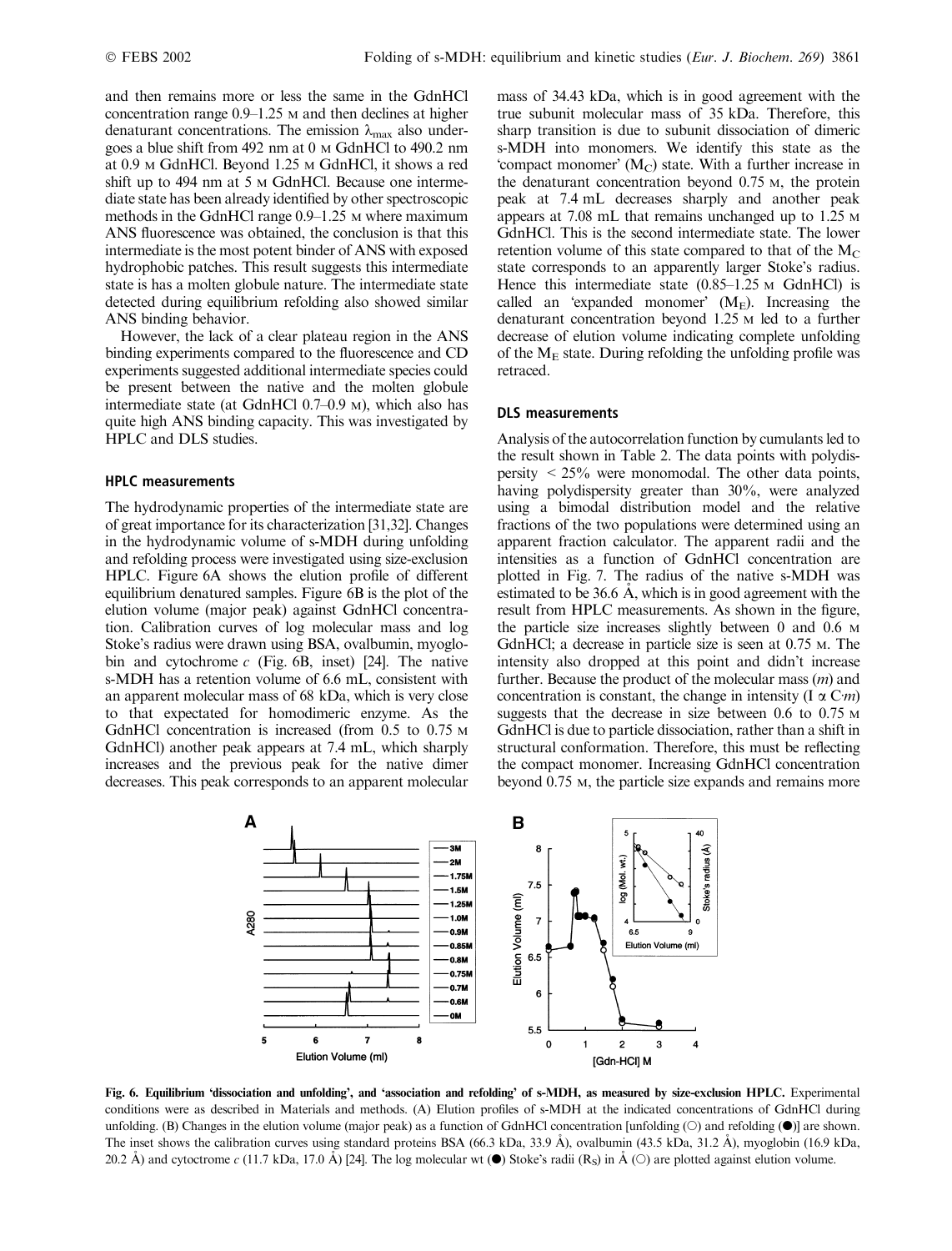and then remains more or less the same in the GdnHCl concentration range 0.9–1.25 M and then declines at higher denaturant concentrations. The emission $\lambda_{max}$ also undergoes a blue shift from 492 nm at 0 M GdnHCl to 490.2 nm at 0.9 M GdnHCl. Beyond 1.25 M GdnHCl, it shows a red shift up to 494 nm at 5 M GdnHCl. Because one intermediate state has been already identified by other spectroscopic methods in the GdnHCl range 0.9–1.25 M where maximum ANS fluorescence was obtained, the conclusion is that this intermediate is the most potent binder of ANS with exposed hydrophobic patches. This result suggests this intermediate state is has a molten globule nature. The intermediate state detected during equilibrium refolding also showed similar ANS binding behavior.

However, the lack of a clear plateau region in the ANS binding experiments compared to the fluorescence and CD experiments suggested additional intermediate species could be present between the native and the molten globule intermediate state (at GdnHCl 0.7–0.9 M), which also has quite high ANS binding capacity. This was investigated by HPLC and DLS studies.

### HPLC measurements

The hydrodynamic properties of the intermediate state are of great importance for its characterization [31,32]. Changes in the hydrodynamic volume of s-MDH during unfolding and refolding process were investigated using size-exclusion HPLC. Figure 6A shows the elution profile of different equilibrium denatured samples. Figure 6B is the plot of the elution volume (major peak) against GdnHCl concentration. Calibration curves of log molecular mass and log Stoke's radius were drawn using BSA, ovalbumin, myoglobin and cytochrome *c* (Fig. 6B, inset) [24]. The native s-MDH has a retention volume of 6.6 mL, consistent with an apparent molecular mass of 68 kDa, which is very close to that expected for homodimeric enzyme. As the GdnHCl concentration is increased (from 0.5 to 0.75 M GdnHCl) another peak appears at 7.4 mL, which sharply increases and the previous peak for the native dimer decreases. This peak corresponds to an apparent molecular mass of 34.43 kDa, which is in good agreement with the true subunit molecular mass of 35 kDa. Therefore, this sharp transition is due to subunit dissociation of dimeric s-MDH into monomers. We identify this state as the 'compact monomer' ($M_C$) state. With a further increase in the denaturant concentration beyond 0.75 M, the protein peak at 7.4 mL decreases sharply and another peak appears at 7.08 mL that remains unchanged up to 1.25 M GdnHCl. This is the second intermediate state. The lower retention volume of this state compared to that of the $M_C$ state corresponds to an apparently larger Stoke's radius. Hence this intermediate state (0.85–1.25 M GdnHCl) is called an 'expanded monomer' ($M_E$). Increasing the denaturant concentration beyond 1.25 M led to a further decrease of elution volume indicating complete unfolding of the $M_E$ state. During refolding the unfolding profile was retraced.

### DLS measurements

Analysis of the autocorrelation function by cumulants led to the result shown in Table 2. The data points with polydispersity < 25% were monomodal. The other data points, having polydispersity greater than 30%, were analyzed using a bimodal distribution model and the relative fractions of the two populations were determined using an apparent fraction calculator. The apparent radii and the intensities as a function of GdnHCl concentration are plotted in Fig. 7. The radius of the native s-MDH was estimated to be 36.6 Å, which is in good agreement with the result from HPLC measurements. As shown in the figure, the particle size increases slightly between 0 and 0.6 M GdnHCl; a decrease in particle size is seen at 0.75 M. The intensity also dropped at this point and didn't increase further. Because the product of the molecular mass (*m*) and concentration is constant, the change in intensity ($I \propto C{\cdot}m$) suggests that the decrease in size between 0.6 to 0.75 M GdnHCl is due to particle dissociation, rather than a shift in structural conformation. Therefore, this must be reflecting the compact monomer. Increasing GdnHCl concentration beyond 0.75 M, the particle size expands and remains more

**Fig. 6. Equilibrium 'dissociation and unfolding', and 'association and refolding' of s-MDH, as measured by size-exclusion HPLC.** Experimental conditions were as described in Materials and methods. (A) Elution profiles of s-MDH at the indicated concentrations of GdnHCl during unfolding. (B) Changes in the elution volume (major peak) as a function of GdnHCl concentration [unfolding (○) and refolding (●)] are shown. The inset shows the calibration curves using standard proteins BSA (66.3 kDa, 33.9 Å), ovalbumin (43.5 kDa, 31.2 Å), myoglobin (16.9 kDa, 20.2 Å) and cytoctrome *c* (11.7 kDa, 17.0 Å) [24]. The log molecular wt (●) Stoke's radii ($R_S$) in Å (○) are plotted against elution volume.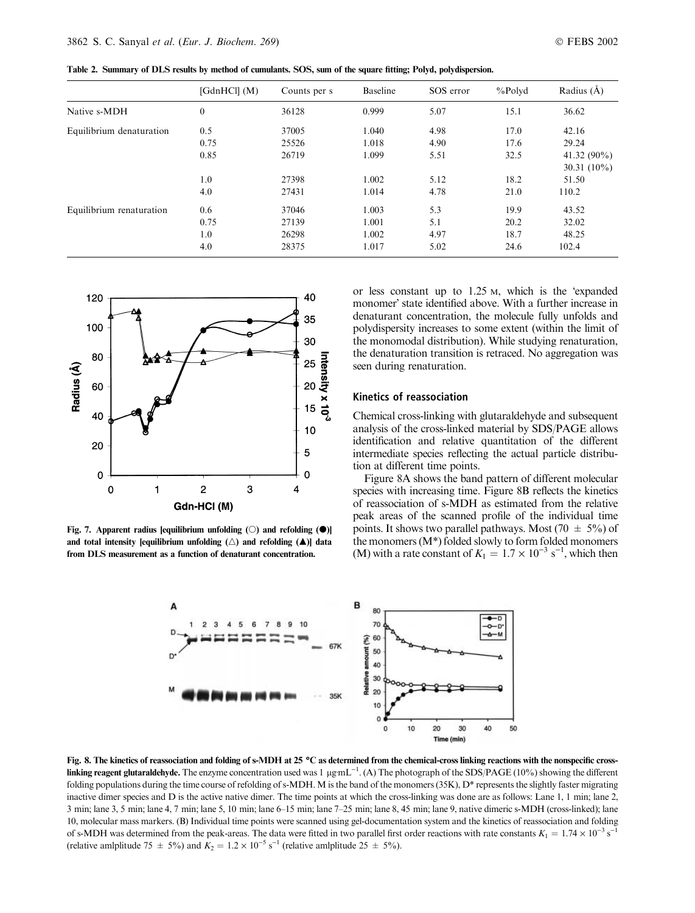**Table 2. Summary of DLS results by method of cumulants. SOS, sum of the square fitting; Polyd, polydispersion.**

| | [GdnHCl] (M) | Counts per s | Baseline | SOS error | %Polyd | Radius (Å) |
|---|---|---|---|---|---|---|
| Native s-MDH | 0 | 36128 | 0.999 | 5.07 | 15.1 | 36.62 |
| Equilibrium denaturation | 0.5 | 37005 | 1.040 | 4.98 | 17.0 | 42.16 |
| | 0.75 | 25526 | 1.018 | 4.90 | 17.6 | 29.24 |
| | 0.85 | 26719 | 1.099 | 5.51 | 32.5 | 41.32 (90%) 30.31 (10%) |
| | 1.0 | 27398 | 1.002 | 5.12 | 18.2 | 51.50 |
| | 4.0 | 27431 | 1.014 | 4.78 | 21.0 | 110.2 |
| Equilibrium renaturation | 0.6 | 37046 | 1.003 | 5.3 | 19.9 | 43.52 |
| | 0.75 | 27139 | 1.001 | 5.1 | 20.2 | 32.02 |
| | 1.0 | 26298 | 1.002 | 4.97 | 18.7 | 48.25 |
| | 4.0 | 28375 | 1.017 | 5.02 | 24.6 | 102.4 |

**Fig. 7. Apparent radius [equilibrium unfolding (○) and refolding (●)] and total intensity [equilibrium unfolding (△) and refolding (▲)] data from DLS measurement as a function of denaturant concentration.**

or less constant up to 1.25 M, which is the 'expanded monomer' state identified above. With a further increase in denaturant concentration, the molecule fully unfolds and polydispersity increases to some extent (within the limit of the monomodal distribution). While studying renaturation, the denaturation transition is retraced. No aggregation was seen during renaturation.

### Kinetics of reassociation

Chemical cross-linking with glutaraldehyde and subsequent analysis of the cross-linked material by SDS/PAGE allows identification and relative quantitation of the different intermediate species reflecting the actual particle distribution at different time points.

Figure 8A shows the band pattern of different molecular species with increasing time. Figure 8B reflects the kinetics of reassociation of s-MDH as estimated from the relative peak areas of the scanned profile of the individual time points. It shows two parallel pathways. Most (70 ± 5%) of the monomers (M*) folded slowly to form folded monomers (M) with a rate constant of $K_1 = 1.7 \times 10^{-3}\ s^{-1}$, which then

**Fig. 8. The kinetics of reassociation and folding of s-MDH at 25 °C as determined from the chemical-cross linking reactions with the nonspecific cross-linking reagent glutaraldehyde.** The enzyme concentration used was 1 μg·mL$^{-1}$. (A) The photograph of the SDS/PAGE (10%) showing the different folding populations during the time course of refolding of s-MDH. M is the band of the monomers (35K), D* represents the slightly faster migrating inactive dimer species and D is the active native dimer. The time points at which the cross-linking was done are as follows: Lane 1, 1 min; lane 2, 3 min; lane 3, 5 min; lane 4, 7 min; lane 5, 10 min; lane 6–15 min; lane 7–25 min; lane 8, 45 min; lane 9, native dimeric s-MDH (cross-linked); lane 10, molecular mass markers. (B) Individual time points were scanned using gel-documentation system and the kinetics of reassociation and folding of s-MDH was determined from the peak-areas. The data were fitted in two parallel first order reactions with rate constants $K_1 = 1.74 \times 10^{-3}\ s^{-1}$ (relative amlplitude 75 ± 5%) and $K_2 = 1.2 \times 10^{-5}\ s^{-1}$ (relative amlplitude 25 ± 5%).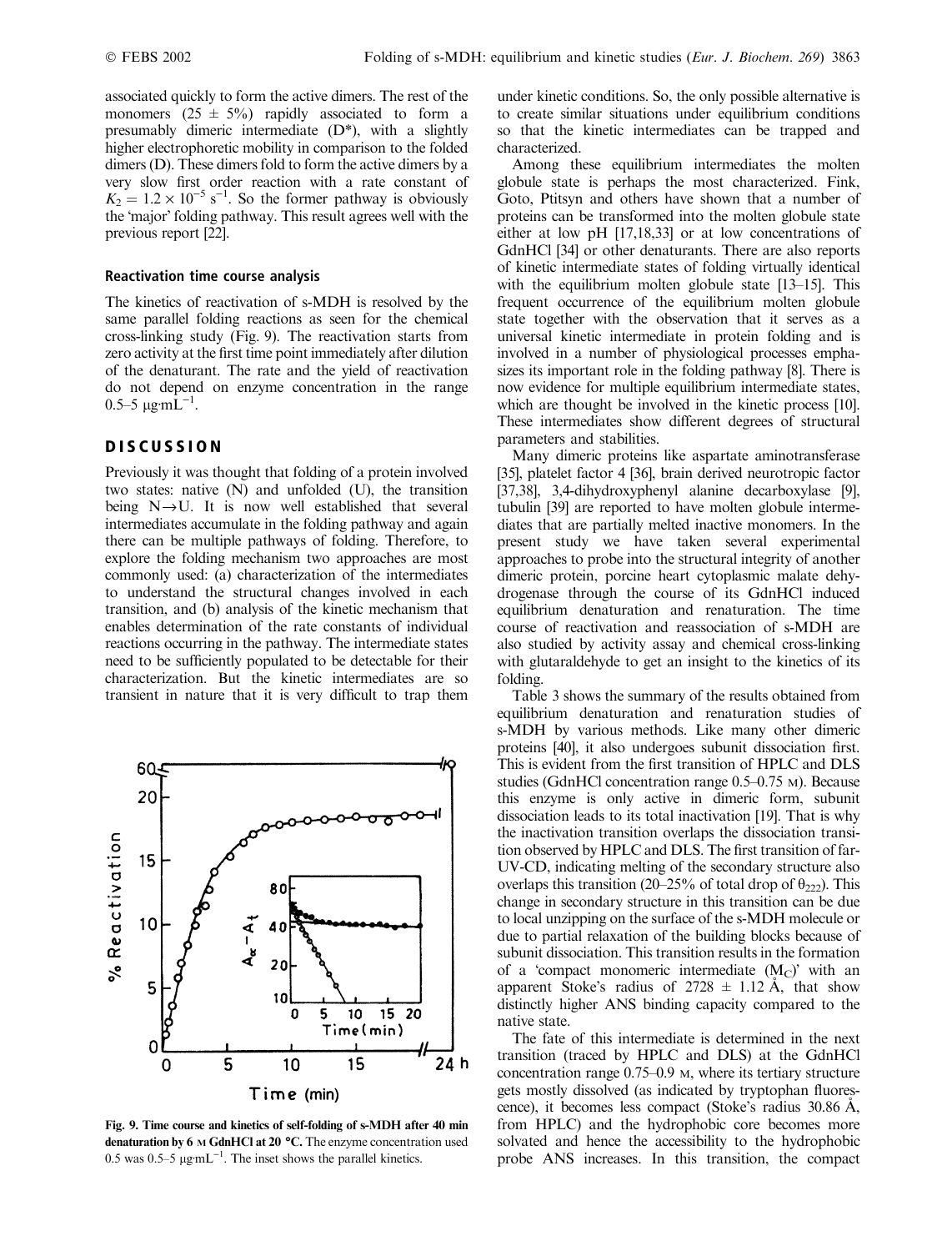associated quickly to form the active dimers. The rest of the monomers (25 ± 5%) rapidly associated to form a presumably dimeric intermediate (D*), with a slightly higher electrophoretic mobility in comparison to the folded dimers (D). These dimers fold to form the active dimers by a very slow first order reaction with a rate constant of $K_2 = 1.2 \times 10^{-5}\ \mathrm{s}^{-1}$. So the former pathway is obviously the 'major' folding pathway. This result agrees well with the previous report [22].

### Reactivation time course analysis

The kinetics of reactivation of s-MDH is resolved by the same parallel folding reactions as seen for the chemical cross-linking study (Fig. 9). The reactivation starts from zero activity at the first time point immediately after dilution of the denaturant. The rate and the yield of reactivation do not depend on enzyme concentration in the range 0.5–5 μg·mL$^{-1}$.

## DISCUSSION

Previously it was thought that folding of a protein involved two states: native (N) and unfolded (U), the transition being N→U. It is now well established that several intermediates accumulate in the folding pathway and again there can be multiple pathways of folding. Therefore, to explore the folding mechanism two approaches are most commonly used: (a) characterization of the intermediates to understand the structural changes involved in each transition, and (b) analysis of the kinetic mechanism that enables determination of the rate constants of individual reactions occurring in the pathway. The intermediate states need to be sufficiently populated to be detectable for their characterization. But the kinetic intermediates are so transient in nature that it is very difficult to trap them under kinetic conditions. So, the only possible alternative is to create similar situations under equilibrium conditions so that the kinetic intermediates can be trapped and characterized.

Fig. 9. Time course and kinetics of self-folding of s-MDH after 40 min denaturation by 6 M GdnHCl at 20 °C. The enzyme concentration used was 0.5–5 μg·mL$^{-1}$. The inset shows the parallel kinetics.

Among these equilibrium intermediates the molten globule state is perhaps the most characterized. Fink, Goto, Ptitsyn and others have shown that a number of proteins can be transformed into the molten globule state either at low pH [17,18,33] or at low concentrations of GdnHCl [34] or other denaturants. There are also reports of kinetic intermediate states of folding virtually identical with the equilibrium molten globule state [13–15]. This frequent occurrence of the equilibrium molten globule state together with the observation that it serves as a universal kinetic intermediate in protein folding and is involved in a number of physiological processes emphasizes its important role in the folding pathway [8]. There is now evidence for multiple equilibrium intermediate states, which are thought be involved in the kinetic process [10]. These intermediates show different degrees of structural parameters and stabilities.

Many dimeric proteins like aspartate aminotransferase [35], platelet factor 4 [36], brain derived neurotropic factor [37,38], 3,4-dihydroxyphenyl alanine decarboxylase [9], tubulin [39] are reported to have molten globule intermediates that are partially melted inactive monomers. In the present study we have taken several experimental approaches to probe into the structural integrity of another dimeric protein, porcine heart cytoplasmic malate dehydrogenase through the course of its GdnHCl induced equilibrium denaturation and renaturation. The time course of reactivation and reassociation of s-MDH are also studied by activity assay and chemical cross-linking with glutaraldehyde to get an insight to the kinetics of its folding.

Table 3 shows the summary of the results obtained from equilibrium denaturation and renaturation studies of s-MDH by various methods. Like many other dimeric proteins [40], it also undergoes subunit dissociation first. This is evident from the first transition of HPLC and DLS studies (GdnHCl concentration range 0.5–0.75 M). Because this enzyme is only active in dimeric form, subunit dissociation leads to its total inactivation [19]. That is why the inactivation transition overlaps the dissociation transition observed by HPLC and DLS. The first transition of far-UV-CD, indicating melting of the secondary structure also overlaps this transition (20–25% of total drop of $\theta_{222}$). This change in secondary structure in this transition can be due to local unzipping on the surface of the s-MDH molecule or due to partial relaxation of the building blocks because of subunit dissociation. This transition results in the formation of a 'compact monomeric intermediate ($M_C$)' with an apparent Stoke's radius of 2728 ± 1.12 Å, that show distinctly higher ANS binding capacity compared to the native state.

The fate of this intermediate is determined in the next transition (traced by HPLC and DLS) at the GdnHCl concentration range 0.75–0.9 M, where its tertiary structure gets mostly dissolved (as indicated by tryptophan fluorescence), it becomes less compact (Stoke's radius 30.86 Å, from HPLC) and the hydrophobic core becomes more solvated and hence the accessibility to the hydrophobic probe ANS increases. In this transition, the compact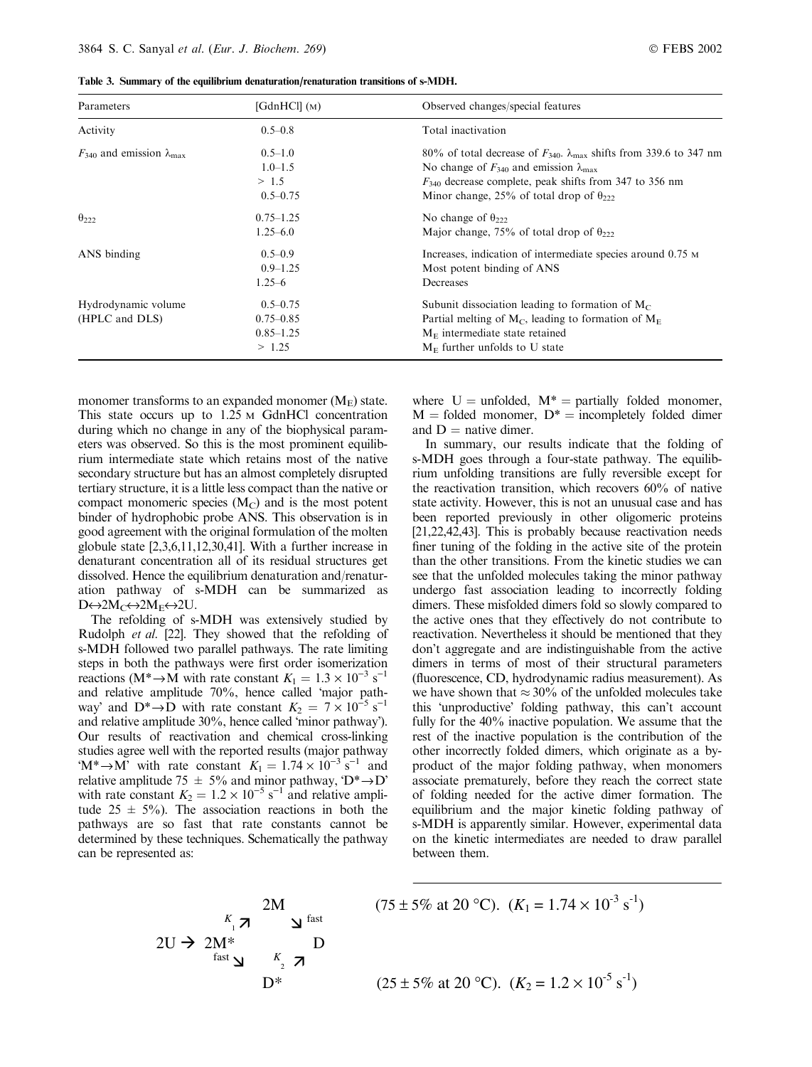**Table 3. Summary of the equilibrium denaturation/renaturation transitions of s-MDH.**

| Parameters | [GdnHCl] (M) | Observed changes/special features |
|---|---|---|
| Activity | 0.5–0.8 | Total inactivation |
| $F_{340}$ and emission $\lambda_{max}$ | 0.5–1.0 | 80% of total decrease of $F_{340}$. $\lambda_{max}$ shifts from 339.6 to 347 nm |
| | 1.0–1.5 | No change of $F_{340}$ and emission $\lambda_{max}$ |
| | > 1.5 | $F_{340}$ decrease complete, peak shifts from 347 to 356 nm |
| | 0.5–0.75 | Minor change, 25% of total drop of $\theta_{222}$ |
| $\theta_{222}$ | 0.75–1.25 | No change of $\theta_{222}$ |
| | 1.25–6.0 | Major change, 75% of total drop of $\theta_{222}$ |
| ANS binding | 0.5–0.9 | Increases, indication of intermediate species around 0.75 M |
| | 0.9–1.25 | Most potent binding of ANS |
| | 1.25–6 | Decreases |
| Hydrodynamic volume (HPLC and DLS) | 0.5–0.75 | Subunit dissociation leading to formation of $M_C$ |
| | 0.75–0.85 | Partial melting of $M_C$, leading to formation of $M_E$ |
| | 0.85–1.25 | $M_E$ intermediate state retained |
| | > 1.25 | $M_E$ further unfolds to U state |

monomer transforms to an expanded monomer ($M_E$) state. This state occurs up to 1.25 M GdnHCl concentration during which no change in any of the biophysical parameters was observed. So this is the most prominent equilibrium intermediate state which retains most of the native secondary structure but has an almost completely disrupted tertiary structure, it is a little less compact than the native or compact monomeric species ($M_C$) and is the most potent binder of hydrophobic probe ANS. This observation is in good agreement with the original formulation of the molten globule state [2,3,6,11,12,30,41]. With a further increase in denaturant concentration all of its residual structures get dissolved. Hence the equilibrium denaturation and/renaturation pathway of s-MDH can be summarized as $D \leftrightarrow 2M_C \leftrightarrow 2M_E \leftrightarrow 2U$.

The refolding of s-MDH was extensively studied by Rudolph *et al.* [22]. They showed that the refolding of s-MDH followed two parallel pathways. The rate limiting steps in both the pathways were first order isomerization reactions ($M^* \rightarrow M$ with rate constant $K_1 = 1.3 \times 10^{-3}\ s^{-1}$ and relative amplitude 70%, hence called 'major pathway' and $D^* \rightarrow D$ with rate constant $K_2 = 7 \times 10^{-5}\ s^{-1}$ and relative amplitude 30%, hence called 'minor pathway'). Our results of reactivation and chemical cross-linking studies agree well with the reported results (major pathway '$M^* \rightarrow M$' with rate constant $K_1 = 1.74 \times 10^{-3}\ s^{-1}$ and relative amplitude 75 ± 5% and minor pathway, '$D^* \rightarrow D$' with rate constant $K_2 = 1.2 \times 10^{-5}\ s^{-1}$ and relative amplitude 25 ± 5%). The association reactions in both the pathways are so fast that rate constants cannot be determined by these techniques. Schematically the pathway can be represented as:

where U = unfolded, M* = partially folded monomer, M = folded monomer, D* = incompletely folded dimer and D = native dimer.

In summary, our results indicate that the folding of s-MDH goes through a four-state pathway. The equilibrium unfolding transitions are fully reversible except for the reactivation transition, which recovers 60% of native state activity. However, this is not an unusual case and has been reported previously in other oligomeric proteins [21,22,42,43]. This is probably because reactivation needs finer tuning of the folding in the active site of the protein than the other transitions. From the kinetic studies we can see that the unfolded molecules taking the minor pathway undergo fast association leading to incorrectly folding dimers. These misfolded dimers fold so slowly compared to the active ones that they effectively do not contribute to reactivation. Nevertheless it should be mentioned that they don't aggregate and are indistinguishable from the active dimers in terms of most of their structural parameters (fluorescence, CD, hydrodynamic radius measurement). As we have shown that ≈ 30% of the unfolded molecules take this 'unproductive' folding pathway, this can't account fully for the 40% inactive population. We assume that the rest of the inactive population is the contribution of the other incorrectly folded dimers, which originate as a by-product of the major folding pathway, when monomers associate prematurely, before they reach the correct state of folding needed for the active dimer formation. The equilibrium and the major kinetic folding pathway of s-MDH is apparently similar. However, experimental data on the kinetic intermediates are needed to draw parallel between them.

$$2U \rightarrow 2M^* \begin{cases} \xrightarrow{K_1} 2M \xrightarrow{\text{fast}} D & (75 \pm 5\% \text{ at } 20\ ^\circ\text{C}).\ (K_1 = 1.74 \times 10^{-3}\ s^{-1}) \\ \xrightarrow{\text{fast}} D^* \xrightarrow{K_2} D & (25 \pm 5\% \text{ at } 20\ ^\circ\text{C}).\ (K_2 = 1.2 \times 10^{-5}\ s^{-1}) \end{cases}$$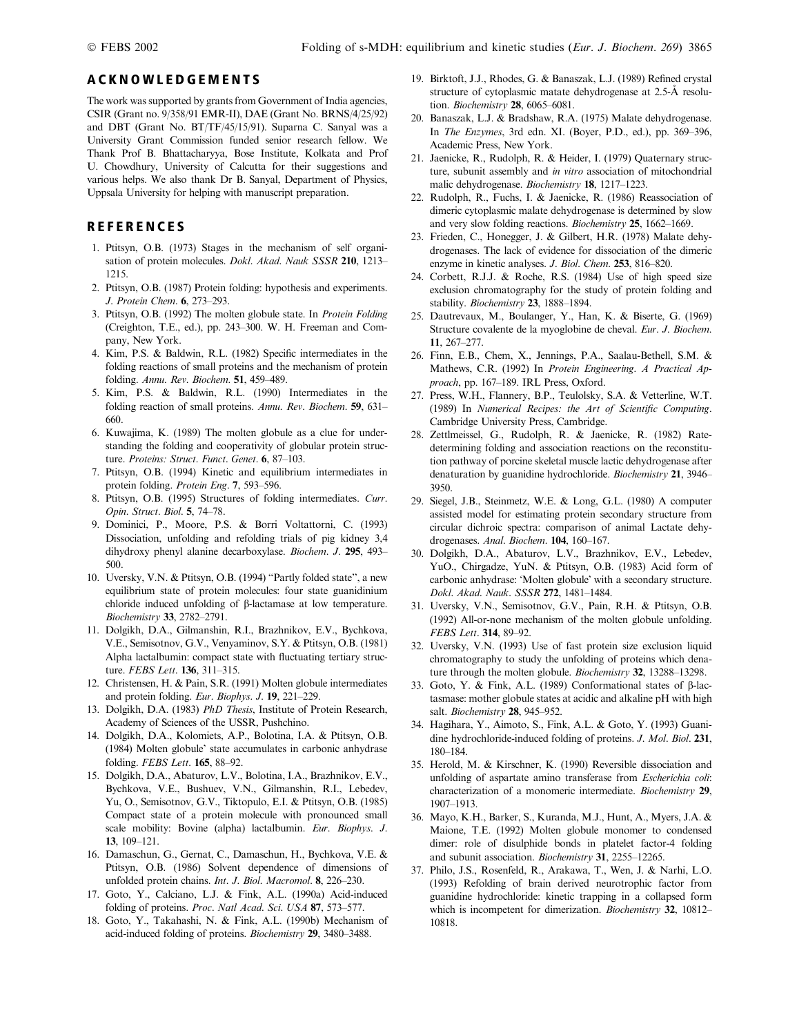## ACKNOWLEDGEMENTS

The work was supported by grants from Government of India agencies, CSIR (Grant no. 9/358/91 EMR-II), DAE (Grant No. BRNS/4/25/92) and DBT (Grant No. BT/TF/45/15/91). Suparna C. Sanyal was a University Grant Commission funded senior research fellow. We Thank Prof B. Bhattacharyya, Bose Institute, Kolkata and Prof U. Chowdhury, University of Calcutta for their suggestions and various helps. We also thank Dr B. Sanyal, Department of Physics, Uppsala University for helping with manuscript preparation.

## REFERENCES

1. Ptitsyn, O.B. (1973) Stages in the mechanism of self organisation of protein molecules. *Dokl. Akad. Nauk SSSR* **210**, 1213–1215.
2. Ptitsyn, O.B. (1987) Protein folding: hypothesis and experiments. *J. Protein Chem.* **6**, 273–293.
3. Ptitsyn, O.B. (1992) The molten globule state. In *Protein Folding* (Creighton, T.E., ed.), pp. 243–300. W. H. Freeman and Company, New York.
4. Kim, P.S. & Baldwin, R.L. (1982) Specific intermediates in the folding reactions of small proteins and the mechanism of protein folding. *Annu. Rev. Biochem.* **51**, 459–489.
5. Kim, P.S. & Baldwin, R.L. (1990) Intermediates in the folding reaction of small proteins. *Annu. Rev. Biochem.* **59**, 631–660.
6. Kuwajima, K. (1989) The molten globule as a clue for understanding the folding and cooperativity of globular protein structure. *Proteins: Struct. Funct. Genet.* **6**, 87–103.
7. Ptitsyn, O.B. (1994) Kinetic and equilibrium intermediates in protein folding. *Protein Eng.* **7**, 593–596.
8. Ptitsyn, O.B. (1995) Structures of folding intermediates. *Curr. Opin. Struct. Biol.* **5**, 74–78.
9. Dominici, P., Moore, P.S. & Borri Voltattorni, C. (1993) Dissociation, unfolding and refolding trials of pig kidney 3,4 dihydroxy phenyl alanine decarboxylase. *Biochem. J.* **295**, 493–500.
10. Uversky, V.N. & Ptitsyn, O.B. (1994) "Partly folded state", a new equilibrium state of protein molecules: four state guanidinium chloride induced unfolding of β-lactamase at low temperature. *Biochemistry* **33**, 2782–2791.
11. Dolgikh, D.A., Gilmanshin, R.I., Brazhnikov, E.V., Bychkova, V.E., Semisotnov, G.V., Venyaminov, S.Y. & Ptitsyn, O.B. (1981) Alpha lactalbumin: compact state with fluctuating tertiary structure. *FEBS Lett.* **136**, 311–315.
12. Christensen, H. & Pain, S.R. (1991) Molten globule intermediates and protein folding. *Eur. Biophys. J.* **19**, 221–229.
13. Dolgikh, D.A. (1983) *PhD Thesis*, Institute of Protein Research, Academy of Sciences of the USSR, Pushchino.
14. Dolgikh, D.A., Kolomiets, A.P., Bolotina, I.A. & Ptitsyn, O.B. (1984) Molten globule' state accumulates in carbonic anhydrase folding. *FEBS Lett.* **165**, 88–92.
15. Dolgikh, D.A., Abaturov, L.V., Bolotina, I.A., Brazhnikov, E.V., Bychkova, V.E., Bushuev, V.N., Gilmanshin, R.I., Lebedev, Yu, O., Semisotnov, G.V., Tiktopulo, E.I. & Ptitsyn, O.B. (1985) Compact state of a protein molecule with pronounced small scale mobility: Bovine (alpha) lactalbumin. *Eur. Biophys. J.* **13**, 109–121.
16. Damaschun, G., Gernat, C., Damaschun, H., Bychkova, V.E. & Ptitsyn, O.B. (1986) Solvent dependence of dimensions of unfolded protein chains. *Int. J. Biol. Macromol.* **8**, 226–230.
17. Goto, Y., Calciano, L.J. & Fink, A.L. (1990a) Acid-induced folding of proteins. *Proc. Natl Acad. Sci. USA* **87**, 573–577.
18. Goto, Y., Takahashi, N. & Fink, A.L. (1990b) Mechanism of acid-induced folding of proteins. *Biochemistry* **29**, 3480–3488.
19. Birktoft, J.J., Rhodes, G. & Banaszak, L.J. (1989) Refined crystal structure of cytoplasmic matate dehydrogenase at 2.5-Å resolution. *Biochemistry* **28**, 6065–6081.
20. Banaszak, L.J. & Bradshaw, R.A. (1975) Malate dehydrogenase. In *The Enzymes*, 3rd edn. XI. (Boyer, P.D., ed.), pp. 369–396, Academic Press, New York.
21. Jaenicke, R., Rudolph, R. & Heider, I. (1979) Quaternary structure, subunit assembly and *in vitro* association of mitochondrial malic dehydrogenase. *Biochemistry* **18**, 1217–1223.
22. Rudolph, R., Fuchs, I. & Jaenicke, R. (1986) Reassociation of dimeric cytoplasmic malate dehydrogenase is determined by slow and very slow folding reactions. *Biochemistry* **25**, 1662–1669.
23. Frieden, C., Honegger, J. & Gilbert, H.R. (1978) Malate dehydrogenases. The lack of evidence for dissociation of the dimeric enzyme in kinetic analyses. *J. Biol. Chem.* **253**, 816–820.
24. Corbett, R.J.J. & Roche, R.S. (1984) Use of high speed size exclusion chromatography for the study of protein folding and stability. *Biochemistry* **23**, 1888–1894.
25. Dautrevaux, M., Boulanger, Y., Han, K. & Biserte, G. (1969) Structure covalente de la myoglobine de cheval. *Eur. J. Biochem.* **11**, 267–277.
26. Finn, E.B., Chem, X., Jennings, P.A., Saalau-Bethell, S.M. & Mathews, C.R. (1992) In *Protein Engineering. A Practical Approach*, pp. 167–189. IRL Press, Oxford.
27. Press, W.H., Flannery, B.P., Teulolsky, S.A. & Vetterline, W.T. (1989) In *Numerical Recipes: the Art of Scientific Computing*. Cambridge University Press, Cambridge.
28. Zettlmeissel, G., Rudolph, R. & Jaenicke, R. (1982) Rate-determining folding and association reactions on the reconstitution pathway of porcine skeletal muscle lactic dehydrogenase after denaturation by guanidine hydrochloride. *Biochemistry* **21**, 3946–3950.
29. Siegel, J.B., Steinmetz, W.E. & Long, G.L. (1980) A computer assisted model for estimating protein secondary structure from circular dichroic spectra: comparison of animal Lactate dehydrogenases. *Anal. Biochem.* **104**, 160–167.
30. Dolgikh, D.A., Abaturov, L.V., Brazhnikov, E.V., Lebedev, YuO., Chirgadze, YuN. & Ptitsyn, O.B. (1983) Acid form of carbonic anhydrase: 'Molten globule' with a secondary structure. *Dokl. Akad. Nauk. SSSR* **272**, 1481–1484.
31. Uversky, V.N., Semisotnov, G.V., Pain, R.H. & Ptitsyn, O.B. (1992) All-or-none mechanism of the molten globule unfolding. *FEBS Lett.* **314**, 89–92.
32. Uversky, V.N. (1993) Use of fast protein size exclusion liquid chromatography to study the unfolding of proteins which denature through the molten globule. *Biochemistry* **32**, 13288–13298.
33. Goto, Y. & Fink, A.L. (1989) Conformational states of β-lactasmase: mother globule states at acidic and alkaline pH with high salt. *Biochemistry* **28**, 945–952.
34. Hagihara, Y., Aimoto, S., Fink, A.L. & Goto, Y. (1993) Guanidine hydrochloride-induced folding of proteins. *J. Mol. Biol.* **231**, 180–184.
35. Herold, M. & Kirschner, K. (1990) Reversible dissociation and unfolding of aspartate amino transferase from *Escherichia coli*: characterization of a monomeric intermediate. *Biochemistry* **29**, 1907–1913.
36. Mayo, K.H., Barker, S., Kuranda, M.J., Hunt, A., Myers, J.A. & Maione, T.E. (1992) Molten globule monomer to condensed dimer: role of disulphide bonds in platelet factor-4 folding and subunit association. *Biochemistry* **31**, 2255–12265.
37. Philo, J.S., Rosenfeld, R., Arakawa, T., Wen, J. & Narhi, L.O. (1993) Refolding of brain derived neurotrophic factor from guanidine hydrochloride: kinetic trapping in a collapsed form which is incompetent for dimerization. *Biochemistry* **32**, 10812–10818.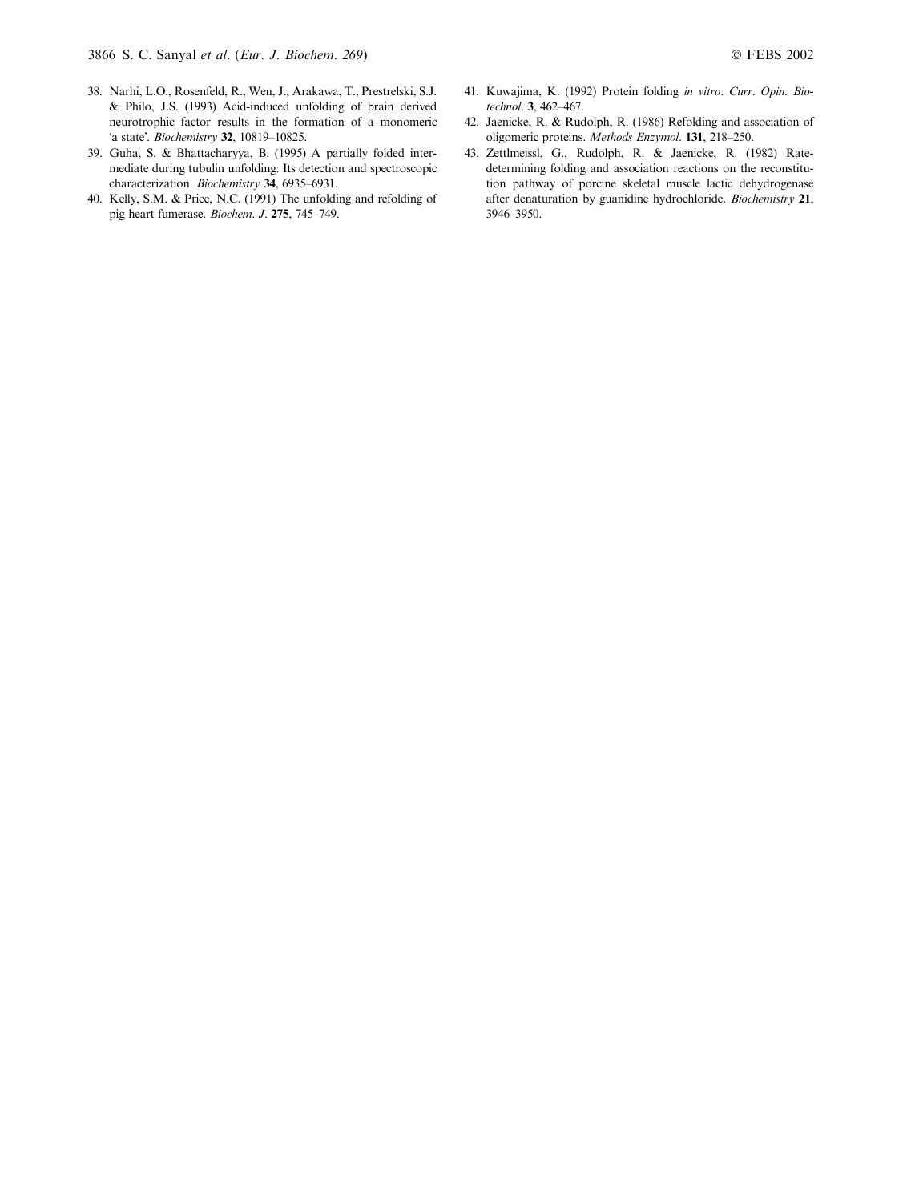38. Narhi, L.O., Rosenfeld, R., Wen, J., Arakawa, T., Prestrelski, S.J. & Philo, J.S. (1993) Acid-induced unfolding of brain derived neurotrophic factor results in the formation of a monomeric 'a state'. *Biochemistry* **32**, 10819–10825.
39. Guha, S. & Bhattacharyya, B. (1995) A partially folded intermediate during tubulin unfolding: Its detection and spectroscopic characterization. *Biochemistry* **34**, 6935–6931.
40. Kelly, S.M. & Price, N.C. (1991) The unfolding and refolding of pig heart fumerase. *Biochem. J.* **275**, 745–749.
41. Kuwajima, K. (1992) Protein folding *in vitro*. *Curr. Opin. Biotechnol.* **3**, 462–467.
42. Jaenicke, R. & Rudolph, R. (1986) Refolding and association of oligomeric proteins. *Methods Enzymol.* **131**, 218–250.
43. Zettlmeissl, G., Rudolph, R. & Jaenicke, R. (1982) Rate-determining folding and association reactions on the reconstitution pathway of porcine skeletal muscle lactic dehydrogenase after denaturation by guanidine hydrochloride. *Biochemistry* **21**, 3946–3950.